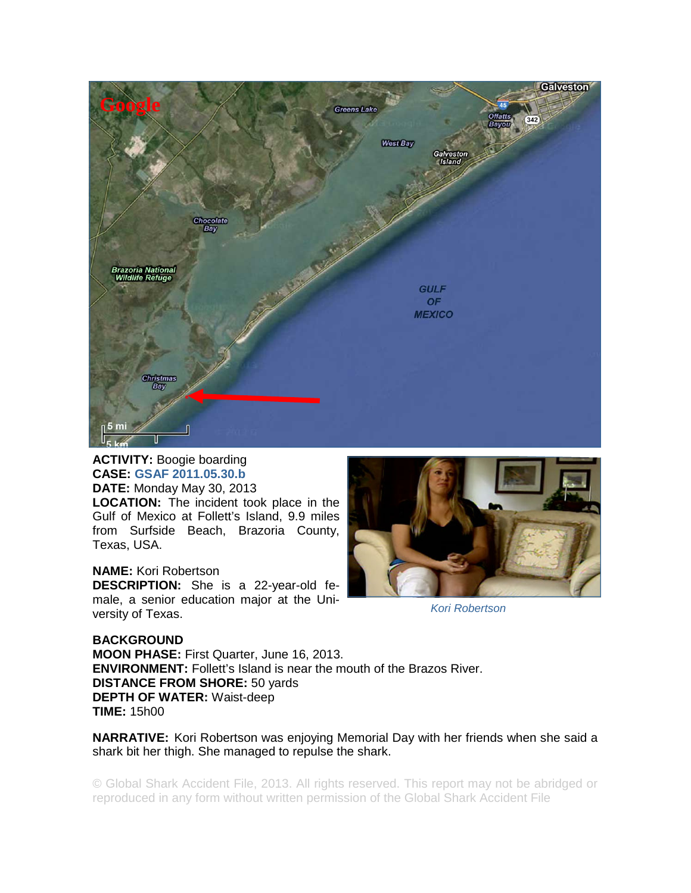**ACTIVITY:** Boogie boarding
**CASE:** GSAF 2011.05.30.b
**DATE:** Monday May 30, 2013
**LOCATION:** The incident took place in the Gulf of Mexico at Follett's Island, 9.9 miles from Surfside Beach, Brazoria County, Texas, USA.

**NAME:** Kori Robertson
**DESCRIPTION:** She is a 22-year-old female, a senior education major at the University of Texas.

*Kori Robertson*

**BACKGROUND**
**MOON PHASE:** First Quarter, June 16, 2013.
**ENVIRONMENT:** Follett's Island is near the mouth of the Brazos River.
**DISTANCE FROM SHORE:** 50 yards
**DEPTH OF WATER:** Waist-deep
**TIME:** 15h00

**NARRATIVE:** Kori Robertson was enjoying Memorial Day with her friends when she said a shark bit her thigh. She managed to repulse the shark.

© Global Shark Accident File, 2013. All rights reserved. This report may not be abridged or reproduced in any form without written permission of the Global Shark Accident File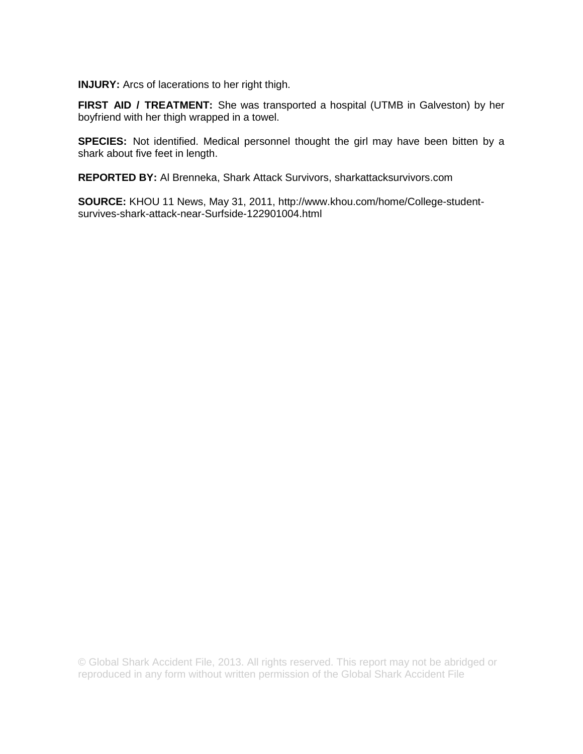**INJURY:** Arcs of lacerations to her right thigh.

**FIRST AID / TREATMENT:** She was transported a hospital (UTMB in Galveston) by her boyfriend with her thigh wrapped in a towel.

**SPECIES:** Not identified. Medical personnel thought the girl may have been bitten by a shark about five feet in length.

**REPORTED BY:** Al Brenneka, Shark Attack Survivors, sharkattacksurvivors.com

**SOURCE:** KHOU 11 News, May 31, 2011, http://www.khou.com/home/College-student-survives-shark-attack-near-Surfside-122901004.html

© Global Shark Accident File, 2013. All rights reserved. This report may not be abridged or reproduced in any form without written permission of the Global Shark Accident File